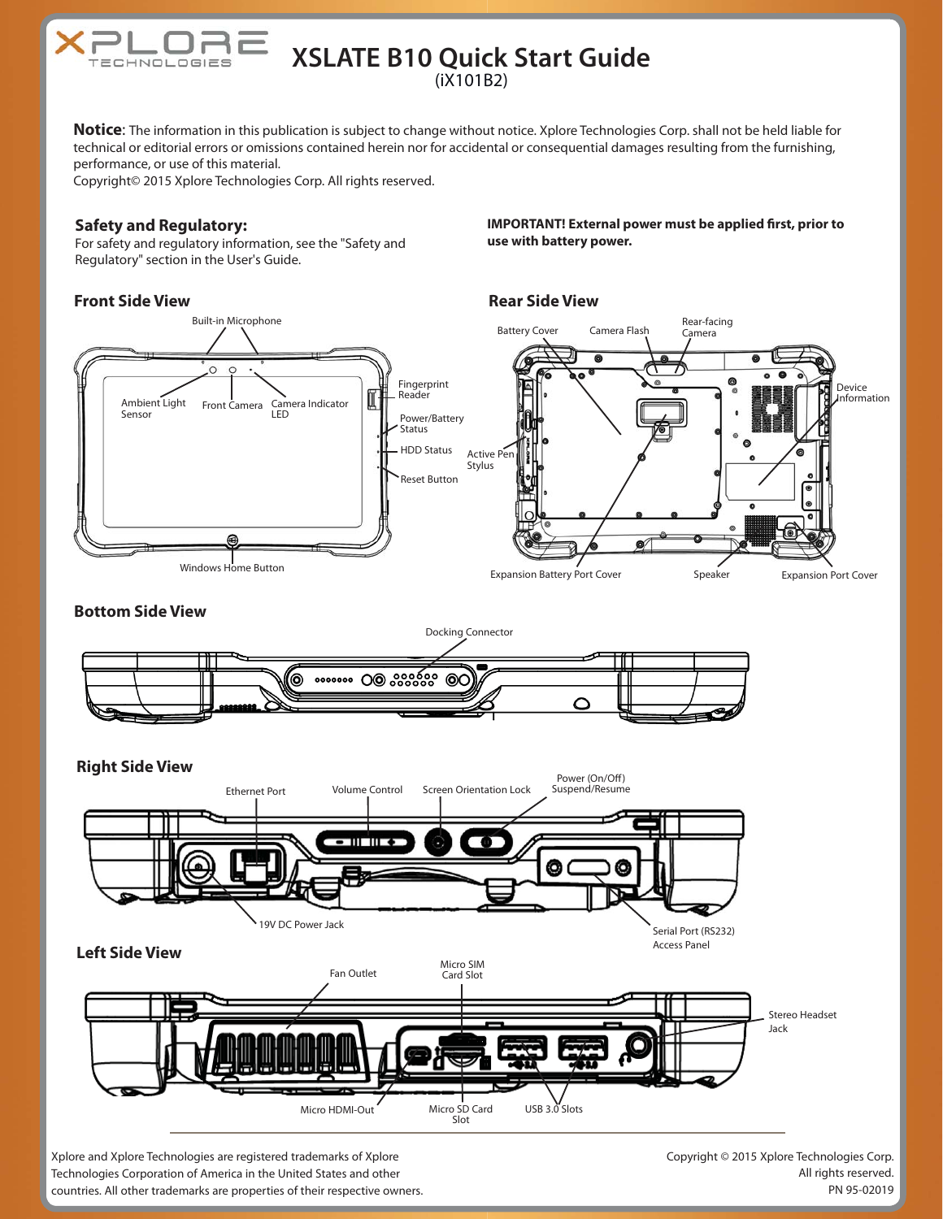# XSLATE B10 Quick Start Guide

(iX101B2)

**Notice**: The information in this publication is subject to change without notice. Xplore Technologies Corp. shall not be held liable for technical or editorial errors or omissions contained herein nor for accidental or consequential damages resulting from the furnishing, performance, or use of this material.
Copyright© 2015 Xplore Technologies Corp. All rights reserved.

## Safety and Regulatory:

For safety and regulatory information, see the "Safety and Regulatory" section in the User's Guide.

**IMPORTANT! External power must be applied first, prior to use with battery power.**

## Front Side View

- Built-in Microphone
- Ambient Light Sensor
- Front Camera
- Camera Indicator LED
- Fingerprint Reader
- Power/Battery Status
- HDD Status
- Reset Button
- Windows Home Button

## Rear Side View

- Battery Cover
- Camera Flash
- Rear-facing Camera
- Device Information
- Active Pen Stylus
- Expansion Battery Port Cover
- Speaker
- Expansion Port Cover

## Bottom Side View

- Docking Connector

## Right Side View

- Ethernet Port
- Volume Control
- Screen Orientation Lock
- Power (On/Off) Suspend/Resume
- 19V DC Power Jack
- Serial Port (RS232) Access Panel

## Left Side View

- Fan Outlet
- Micro SIM Card Slot
- Stereo Headset Jack
- Micro HDMI-Out
- Micro SD Card Slot
- USB 3.0 Slots

Xplore and Xplore Technologies are registered trademarks of Xplore Technologies Corporation of America in the United States and other countries. All other trademarks are properties of their respective owners.

Copyright © 2015 Xplore Technologies Corp.
All rights reserved.
PN 95-02019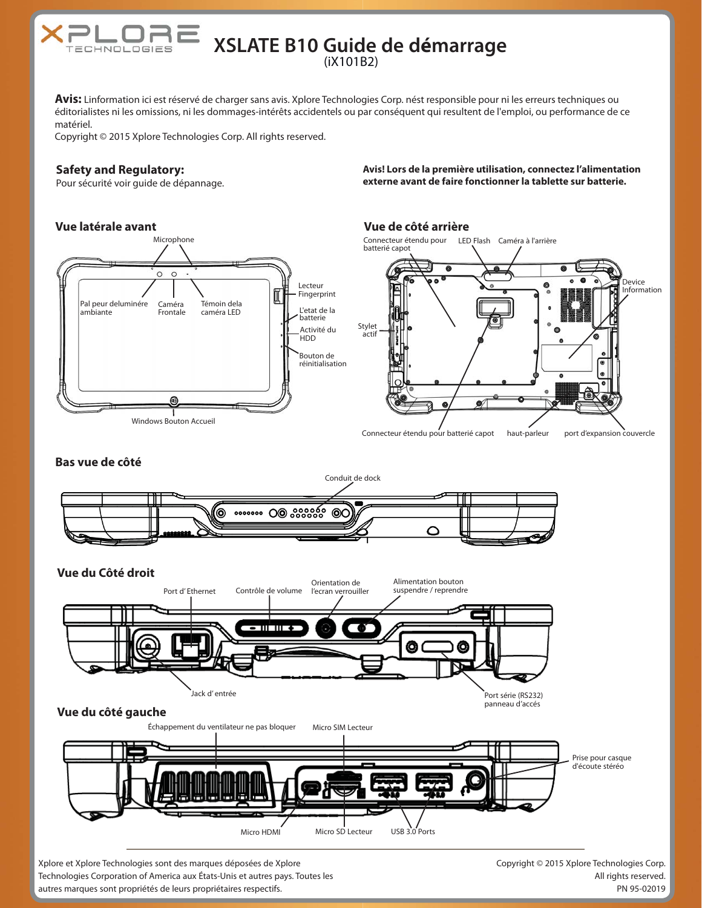# XSLATE B10 Guide de démarrage

(iX101B2)

**Avis:** Linformation ici est réservé de charger sans avis. Xplore Technologies Corp. nést responsible pour ni les erreurs techniques ou éditorialistes ni les omissions, ni les dommages-intérêts accidentels ou par conséquent qui resultent de l'emploi, ou performance de ce matériel.
Copyright © 2015 Xplore Technologies Corp. All rights reserved.

## Safety and Regulatory:

Pour sécurité voir guide de dépannage.

**Avis! Lors de la première utilisation, connectez l'alimentation externe avant de faire fonctionner la tablette sur batterie.**

## Vue latérale avant

Microphone

Pal peur deluminére ambiante

Caméra Frontale

Témoin dela caméra LED

Lecteur Fingerprint

L'etat de la batterie

Activité du HDD

Bouton de réinitialisation

Windows Bouton Accueil

## Vue de côté arrière

Connecteur étendu pour batterié capot

LED Flash

Caméra à l'arrière

Device Information

Stylet actif

Connecteur étendu pour batterié capot

haut-parleur

port d'expansion couvercle

## Bas vue de côté

Conduit de dock

## Vue du Côté droit

Port d' Ethernet

Contrôle de volume

Orientation de l'ecran verrouiller

Alimentation bouton suspendre / reprendre

Jack d' entrée

Port série (RS232) panneau d'accés

## Vue du côté gauche

Échappement du ventilateur ne pas bloquer

Micro SIM Lecteur

Prise pour casque d'écoute stéréo

Micro HDMI

Micro SD Lecteur

USB 3.0 Ports

Xplore et Xplore Technologies sont des marques déposées de Xplore Technologies Corporation of America aux États-Unis et autres pays. Toutes les autres marques sont propriétés de leurs propriétaires respectifs.

Copyright © 2015 Xplore Technologies Corp.
All rights reserved.
PN 95-02019